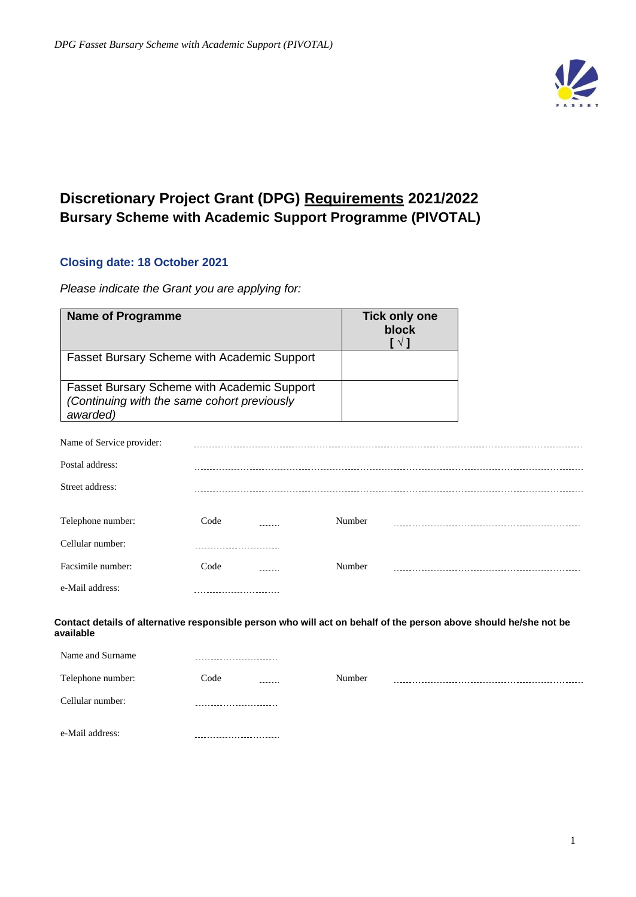# Discretionary Project Grant (DPG) <u>Requirements</u> 2021/2022
## Bursary Scheme with Academic Support Programme (PIVOTAL)

### Closing date: 18 October 2021

*Please indicate the Grant you are applying for:*

| Name of Programme | Tick only one block [ √ ] |
|---|---|
| Fasset Bursary Scheme with Academic Support | |
| Fasset Bursary Scheme with Academic Support *(Continuing with the same cohort previously awarded)* | |

Name of Service provider: ..........................................................................................................

Postal address: ..........................................................................................................

Street address: ..........................................................................................................

Telephone number: Code ....... Number ..........................................................

Cellular number: ..............................

Facsimile number: Code ....... Number ..........................................................

e-Mail address: ..............................

**Contact details of alternative responsible person who will act on behalf of the person above should he/she not be available**

Name and Surname ..............................

Telephone number: Code ....... Number ..........................................................

Cellular number: ..............................

e-Mail address: ..............................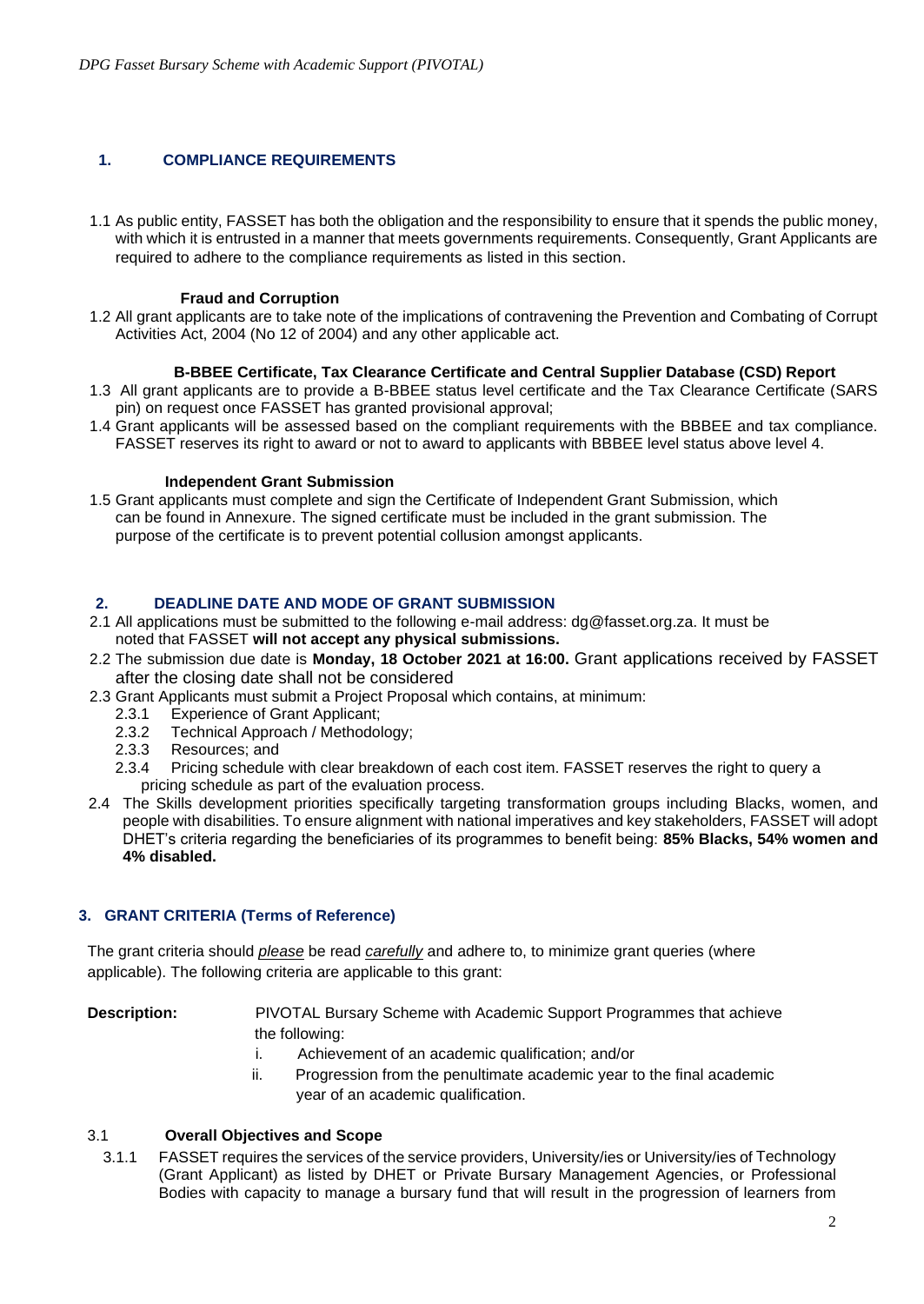## 1. COMPLIANCE REQUIREMENTS

1.1 As public entity, FASSET has both the obligation and the responsibility to ensure that it spends the public money, with which it is entrusted in a manner that meets governments requirements. Consequently, Grant Applicants are required to adhere to the compliance requirements as listed in this section.

**Fraud and Corruption**

1.2 All grant applicants are to take note of the implications of contravening the Prevention and Combating of Corrupt Activities Act, 2004 (No 12 of 2004) and any other applicable act.

**B-BBEE Certificate, Tax Clearance Certificate and Central Supplier Database (CSD) Report**

1.3 All grant applicants are to provide a B-BBEE status level certificate and the Tax Clearance Certificate (SARS pin) on request once FASSET has granted provisional approval;

1.4 Grant applicants will be assessed based on the compliant requirements with the BBBEE and tax compliance. FASSET reserves its right to award or not to award to applicants with BBBEE level status above level 4.

**Independent Grant Submission**

1.5 Grant applicants must complete and sign the Certificate of Independent Grant Submission, which can be found in Annexure. The signed certificate must be included in the grant submission. The purpose of the certificate is to prevent potential collusion amongst applicants.

## 2. DEADLINE DATE AND MODE OF GRANT SUBMISSION

2.1 All applications must be submitted to the following e-mail address: dg@fasset.org.za. It must be noted that FASSET **will not accept any physical submissions.**

2.2 The submission due date is **Monday, 18 October 2021 at 16:00.** Grant applications received by FASSET after the closing date shall not be considered

2.3 Grant Applicants must submit a Project Proposal which contains, at minimum:

- 2.3.1 Experience of Grant Applicant;
- 2.3.2 Technical Approach / Methodology;
- 2.3.3 Resources; and
- 2.3.4 Pricing schedule with clear breakdown of each cost item. FASSET reserves the right to query a pricing schedule as part of the evaluation process.

2.4 The Skills development priorities specifically targeting transformation groups including Blacks, women, and people with disabilities. To ensure alignment with national imperatives and key stakeholders, FASSET will adopt DHET's criteria regarding the beneficiaries of its programmes to benefit being: **85% Blacks, 54% women and 4% disabled.**

## 3. GRANT CRITERIA (Terms of Reference)

The grant criteria should *please* be read *carefully* and adhere to, to minimize grant queries (where applicable). The following criteria are applicable to this grant:

**Description:** PIVOTAL Bursary Scheme with Academic Support Programmes that achieve the following:

- i. Achievement of an academic qualification; and/or
- ii. Progression from the penultimate academic year to the final academic year of an academic qualification.

### 3.1 Overall Objectives and Scope

3.1.1 FASSET requires the services of the service providers, University/ies or University/ies of Technology (Grant Applicant) as listed by DHET or Private Bursary Management Agencies, or Professional Bodies with capacity to manage a bursary fund that will result in the progression of learners from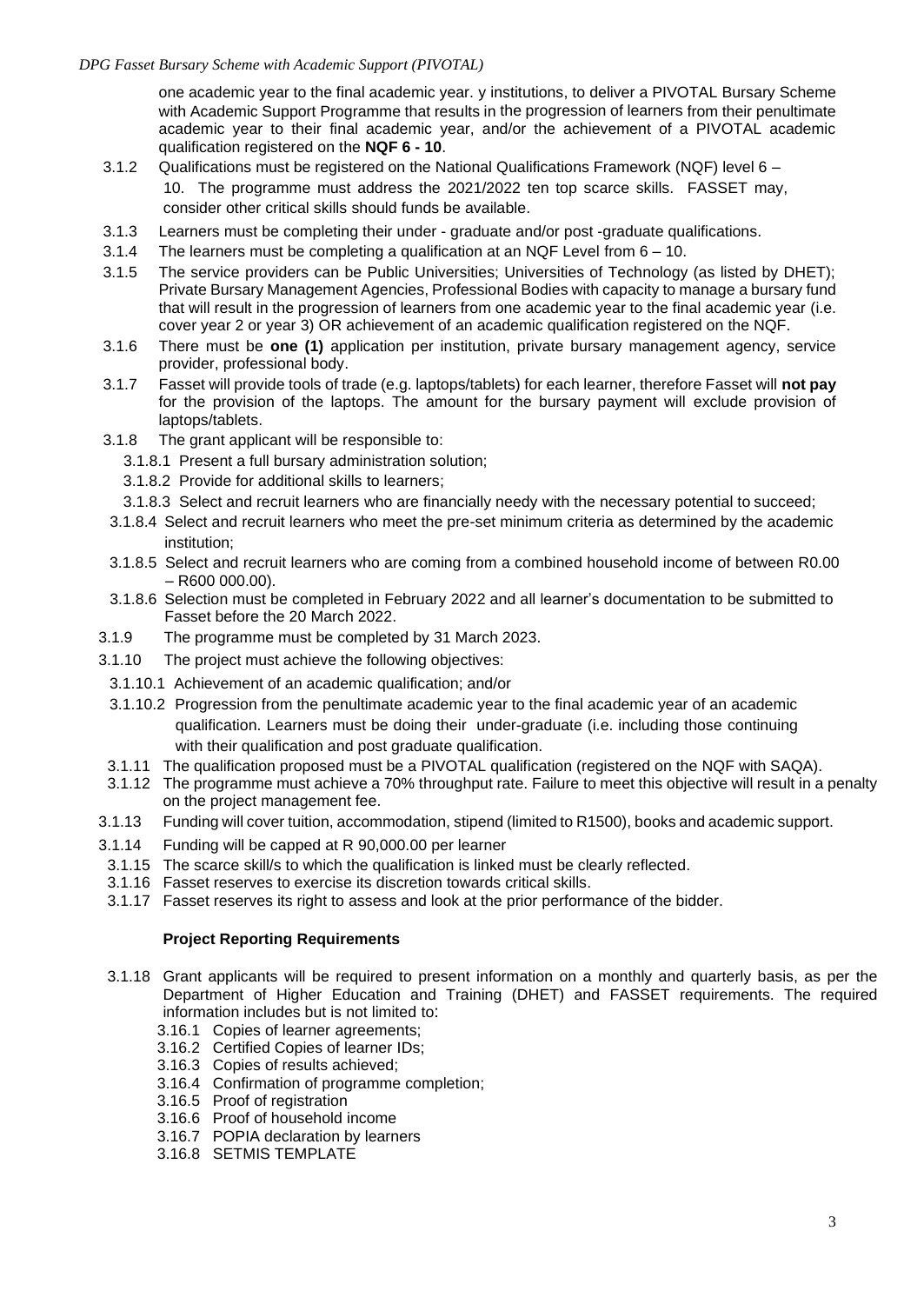one academic year to the final academic year. y institutions, to deliver a PIVOTAL Bursary Scheme with Academic Support Programme that results in the progression of learners from their penultimate academic year to their final academic year, and/or the achievement of a PIVOTAL academic qualification registered on the **NQF 6 - 10**.

3.1.2 Qualifications must be registered on the National Qualifications Framework (NQF) level 6 – 10. The programme must address the 2021/2022 ten top scarce skills. FASSET may, consider other critical skills should funds be available.

3.1.3 Learners must be completing their under - graduate and/or post -graduate qualifications.

3.1.4 The learners must be completing a qualification at an NQF Level from 6 – 10.

3.1.5 The service providers can be Public Universities; Universities of Technology (as listed by DHET); Private Bursary Management Agencies, Professional Bodies with capacity to manage a bursary fund that will result in the progression of learners from one academic year to the final academic year (i.e. cover year 2 or year 3) OR achievement of an academic qualification registered on the NQF.

3.1.6 There must be **one (1)** application per institution, private bursary management agency, service provider, professional body.

3.1.7 Fasset will provide tools of trade (e.g. laptops/tablets) for each learner, therefore Fasset will **not pay** for the provision of the laptops. The amount for the bursary payment will exclude provision of laptops/tablets.

3.1.8 The grant applicant will be responsible to:

3.1.8.1 Present a full bursary administration solution;

3.1.8.2 Provide for additional skills to learners;

3.1.8.3 Select and recruit learners who are financially needy with the necessary potential to succeed;

3.1.8.4 Select and recruit learners who meet the pre-set minimum criteria as determined by the academic institution;

3.1.8.5 Select and recruit learners who are coming from a combined household income of between R0.00 – R600 000.00).

3.1.8.6 Selection must be completed in February 2022 and all learner's documentation to be submitted to Fasset before the 20 March 2022.

3.1.9 The programme must be completed by 31 March 2023.

3.1.10 The project must achieve the following objectives:

3.1.10.1 Achievement of an academic qualification; and/or

3.1.10.2 Progression from the penultimate academic year to the final academic year of an academic qualification. Learners must be doing their under-graduate (i.e. including those continuing with their qualification and post graduate qualification.

3.1.11 The qualification proposed must be a PIVOTAL qualification (registered on the NQF with SAQA).

3.1.12 The programme must achieve a 70% throughput rate. Failure to meet this objective will result in a penalty on the project management fee.

3.1.13 Funding will cover tuition, accommodation, stipend (limited to R1500), books and academic support.

3.1.14 Funding will be capped at R 90,000.00 per learner

3.1.15 The scarce skill/s to which the qualification is linked must be clearly reflected.

3.1.16 Fasset reserves to exercise its discretion towards critical skills.

3.1.17 Fasset reserves its right to assess and look at the prior performance of the bidder.

**Project Reporting Requirements**

3.1.18 Grant applicants will be required to present information on a monthly and quarterly basis, as per the Department of Higher Education and Training (DHET) and FASSET requirements. The required information includes but is not limited to:

3.16.1 Copies of learner agreements;

3.16.2 Certified Copies of learner IDs;

3.16.3 Copies of results achieved;

3.16.4 Confirmation of programme completion;

3.16.5 Proof of registration

3.16.6 Proof of household income

3.16.7 POPIA declaration by learners

3.16.8 SETMIS TEMPLATE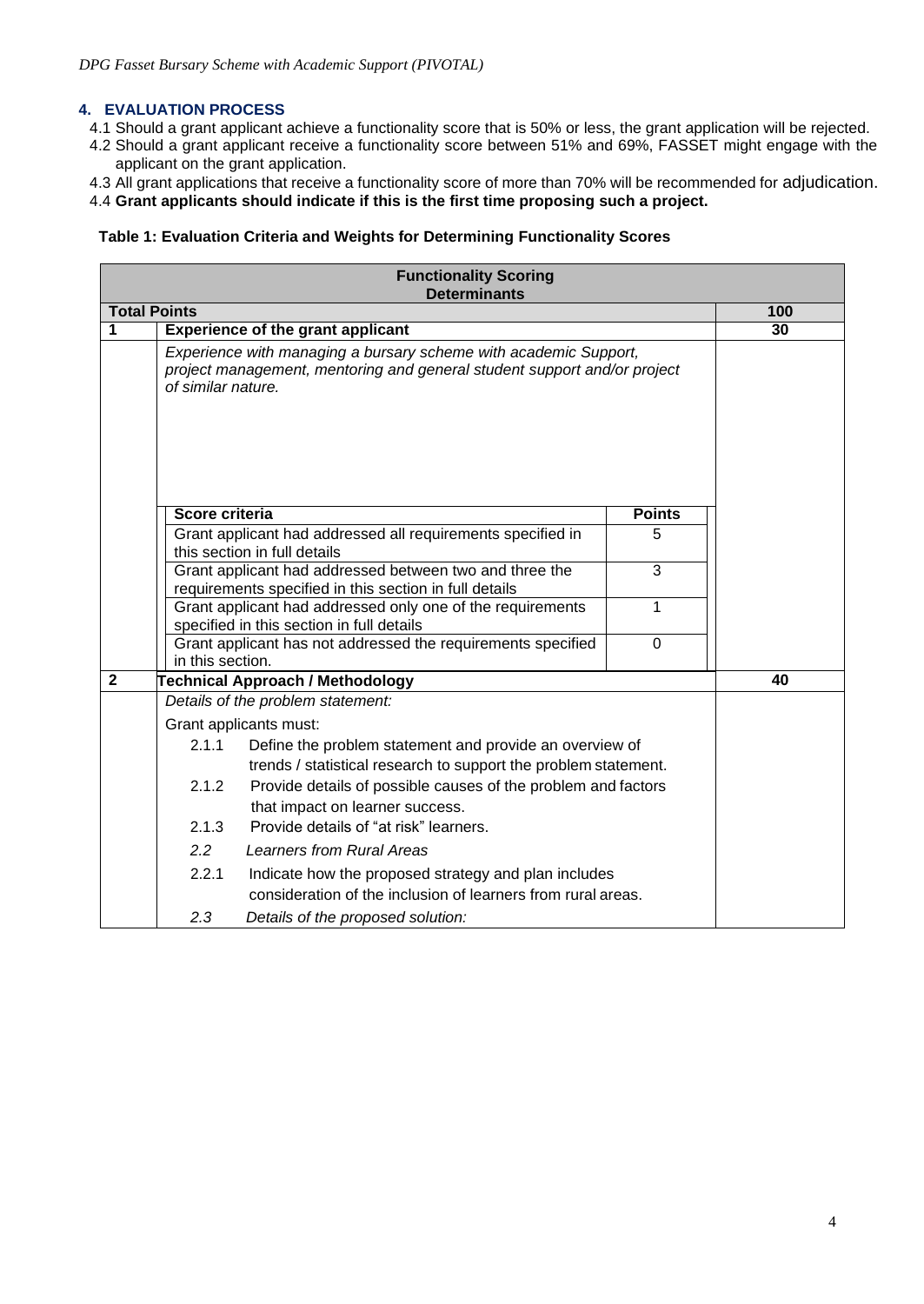## 4. EVALUATION PROCESS

4.1 Should a grant applicant achieve a functionality score that is 50% or less, the grant application will be rejected.

4.2 Should a grant applicant receive a functionality score between 51% and 69%, FASSET might engage with the applicant on the grant application.

4.3 All grant applications that receive a functionality score of more than 70% will be recommended for adjudication.

4.4 **Grant applicants should indicate if this is the first time proposing such a project.**

**Table 1: Evaluation Criteria and Weights for Determining Functionality Scores**

| **Functionality Scoring Determinants** | | |
|---|---|---|
| **Total Points** | | **100** |
| **1** | **Experience of the grant applicant** | **30** |
| | *Experience with managing a bursary scheme with academic Support, project management, mentoring and general student support and/or project of similar nature.* | |
| | **Score criteria** — **Points** | |
| | Grant applicant had addressed all requirements specified in this section in full details — 5 | |
| | Grant applicant had addressed between two and three the requirements specified in this section in full details — 3 | |
| | Grant applicant had addressed only one of the requirements specified in this section in full details — 1 | |
| | Grant applicant has not addressed the requirements specified in this section. — 0 | |
| **2** | **Technical Approach / Methodology** | **40** |
| | *Details of the problem statement:* | |
| | Grant applicants must: | |
| | 2.1.1 Define the problem statement and provide an overview of trends / statistical research to support the problem statement. | |
| | 2.1.2 Provide details of possible causes of the problem and factors that impact on learner success. | |
| | 2.1.3 Provide details of "at risk" learners. | |
| | *2.2 Learners from Rural Areas* | |
| | 2.2.1 Indicate how the proposed strategy and plan includes consideration of the inclusion of learners from rural areas. | |
| | *2.3 Details of the proposed solution:* | |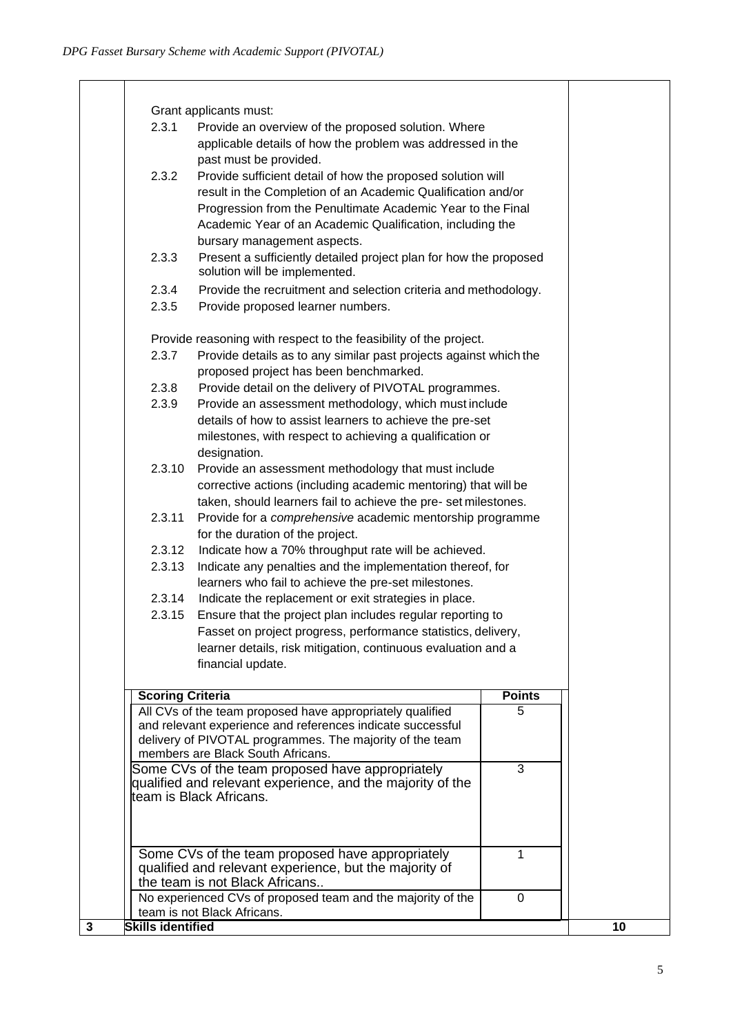Grant applicants must:

- 2.3.1 Provide an overview of the proposed solution. Where applicable details of how the problem was addressed in the past must be provided.
- 2.3.2 Provide sufficient detail of how the proposed solution will result in the Completion of an Academic Qualification and/or Progression from the Penultimate Academic Year to the Final Academic Year of an Academic Qualification, including the bursary management aspects.
- 2.3.3 Present a sufficiently detailed project plan for how the proposed solution will be implemented.
- 2.3.4 Provide the recruitment and selection criteria and methodology.
- 2.3.5 Provide proposed learner numbers.

Provide reasoning with respect to the feasibility of the project.

- 2.3.7 Provide details as to any similar past projects against which the proposed project has been benchmarked.
- 2.3.8 Provide detail on the delivery of PIVOTAL programmes.
- 2.3.9 Provide an assessment methodology, which must include details of how to assist learners to achieve the pre-set milestones, with respect to achieving a qualification or designation.
- 2.3.10 Provide an assessment methodology that must include corrective actions (including academic mentoring) that will be taken, should learners fail to achieve the pre- set milestones.
- 2.3.11 Provide for a *comprehensive* academic mentorship programme for the duration of the project.
- 2.3.12 Indicate how a 70% throughput rate will be achieved.
- 2.3.13 Indicate any penalties and the implementation thereof, for learners who fail to achieve the pre-set milestones.
- 2.3.14 Indicate the replacement or exit strategies in place.
- 2.3.15 Ensure that the project plan includes regular reporting to Fasset on project progress, performance statistics, delivery, learner details, risk mitigation, continuous evaluation and a financial update.

| Scoring Criteria | Points |
|---|---|
| All CVs of the team proposed have appropriately qualified and relevant experience and references indicate successful delivery of PIVOTAL programmes. The majority of the team members are Black South Africans. | 5 |
| Some CVs of the team proposed have appropriately qualified and relevant experience, and the majority of the team is Black Africans. | 3 |
| Some CVs of the team proposed have appropriately qualified and relevant experience, but the majority of the team is not Black Africans.. | 1 |
| No experienced CVs of proposed team and the majority of the team is not Black Africans. | 0 |

| 3 | **Skills identified** | 10 |
|---|---|---|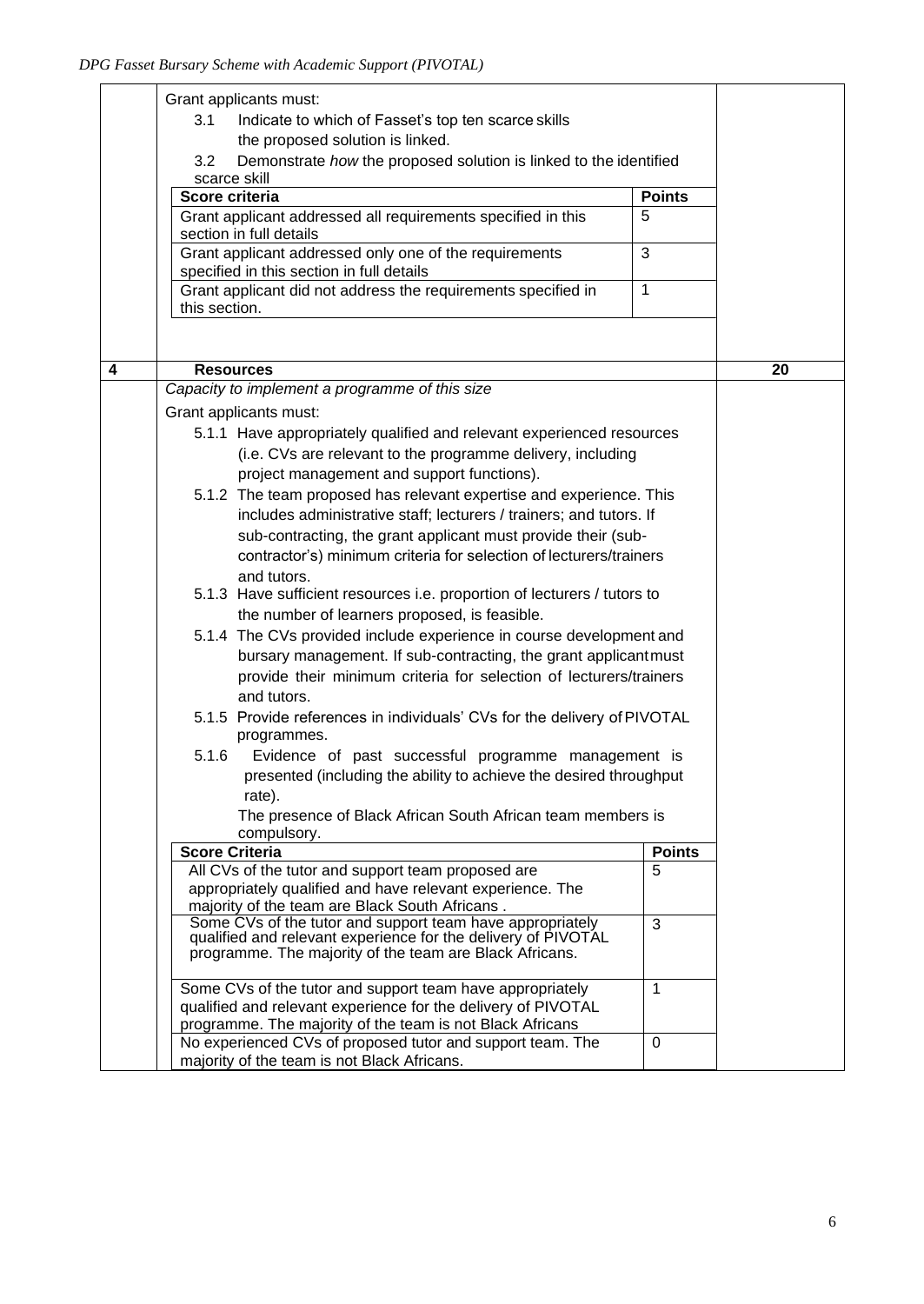Grant applicants must:

3.1 Indicate to which of Fasset's top ten scarce skills the proposed solution is linked.

3.2 Demonstrate *how* the proposed solution is linked to the identified scarce skill

| Score criteria | Points |
|---|---|
| Grant applicant addressed all requirements specified in this section in full details | 5 |
| Grant applicant addressed only one of the requirements specified in this section in full details | 3 |
| Grant applicant did not address the requirements specified in this section. | 1 |

| 4 | **Resources** | **20** |
|---|---|---|

*Capacity to implement a programme of this size*

Grant applicants must:

5.1.1 Have appropriately qualified and relevant experienced resources (i.e. CVs are relevant to the programme delivery, including project management and support functions).

5.1.2 The team proposed has relevant expertise and experience. This includes administrative staff; lecturers / trainers; and tutors. If sub-contracting, the grant applicant must provide their (sub-contractor's) minimum criteria for selection of lecturers/trainers and tutors.

5.1.3 Have sufficient resources i.e. proportion of lecturers / tutors to the number of learners proposed, is feasible.

5.1.4 The CVs provided include experience in course development and bursary management. If sub-contracting, the grant applicant must provide their minimum criteria for selection of lecturers/trainers and tutors.

5.1.5 Provide references in individuals' CVs for the delivery of PIVOTAL programmes.

5.1.6 Evidence of past successful programme management is presented (including the ability to achieve the desired throughput rate).

The presence of Black African South African team members is compulsory.

| Score Criteria | Points |
|---|---|
| All CVs of the tutor and support team proposed are appropriately qualified and have relevant experience. The majority of the team are Black South Africans . | 5 |
| Some CVs of the tutor and support team have appropriately qualified and relevant experience for the delivery of PIVOTAL programme. The majority of the team are Black Africans. | 3 |
| Some CVs of the tutor and support team have appropriately qualified and relevant experience for the delivery of PIVOTAL programme. The majority of the team is not Black Africans | 1 |
| No experienced CVs of proposed tutor and support team. The majority of the team is not Black Africans. | 0 |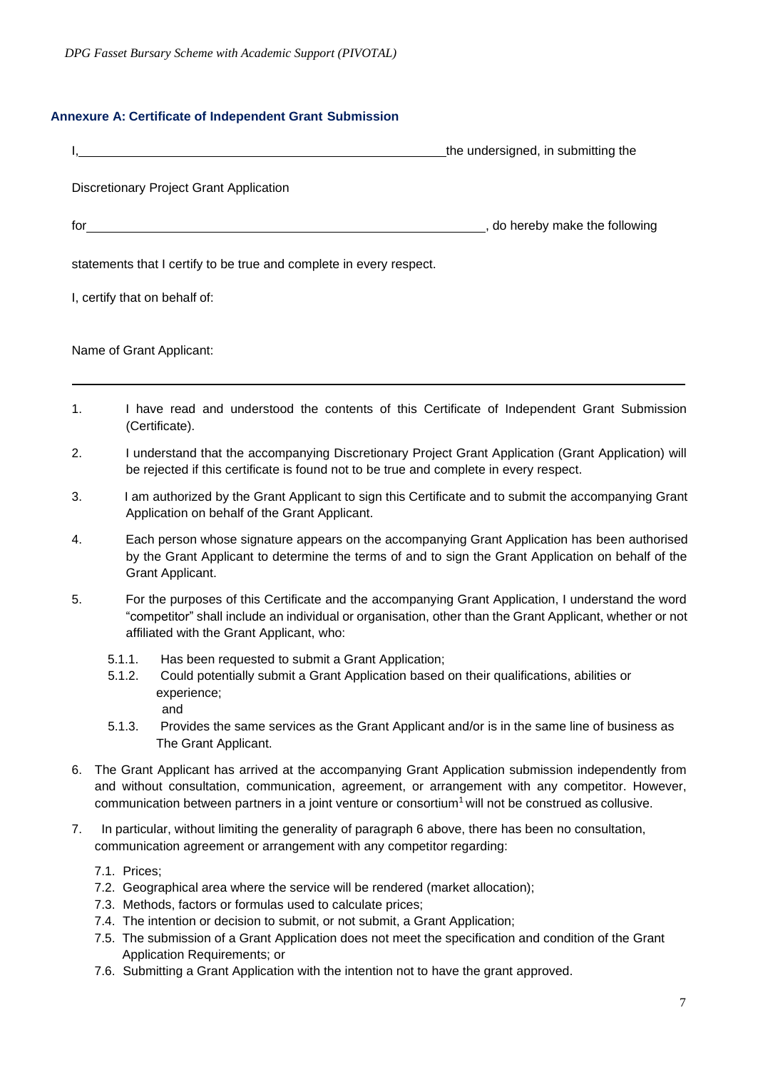### Annexure A: Certificate of Independent Grant Submission

I,\_\_\_\_\_\_\_\_\_\_\_\_\_\_\_\_\_\_\_\_\_\_\_\_\_\_\_\_\_\_\_\_\_\_\_\_\_\_\_\_\_\_\_\_\_\_\_\_the undersigned, in submitting the

Discretionary Project Grant Application

for\_\_\_\_\_\_\_\_\_\_\_\_\_\_\_\_\_\_\_\_\_\_\_\_\_\_\_\_\_\_\_\_\_\_\_\_\_\_\_\_\_\_\_\_\_\_\_\_\_\_\_\_, do hereby make the following

statements that I certify to be true and complete in every respect.

I, certify that on behalf of:

Name of Grant Applicant:

---

1. I have read and understood the contents of this Certificate of Independent Grant Submission (Certificate).
2. I understand that the accompanying Discretionary Project Grant Application (Grant Application) will be rejected if this certificate is found not to be true and complete in every respect.
3. I am authorized by the Grant Applicant to sign this Certificate and to submit the accompanying Grant Application on behalf of the Grant Applicant.
4. Each person whose signature appears on the accompanying Grant Application has been authorised by the Grant Applicant to determine the terms of and to sign the Grant Application on behalf of the Grant Applicant.
5. For the purposes of this Certificate and the accompanying Grant Application, I understand the word "competitor" shall include an individual or organisation, other than the Grant Applicant, whether or not affiliated with the Grant Applicant, who:
   - 5.1.1. Has been requested to submit a Grant Application;
   - 5.1.2. Could potentially submit a Grant Application based on their qualifications, abilities or experience;
     and
   - 5.1.3. Provides the same services as the Grant Applicant and/or is in the same line of business as The Grant Applicant.
6. The Grant Applicant has arrived at the accompanying Grant Application submission independently from and without consultation, communication, agreement, or arrangement with any competitor. However, communication between partners in a joint venture or consortium[1] will not be construed as collusive.
7. In particular, without limiting the generality of paragraph 6 above, there has been no consultation, communication agreement or arrangement with any competitor regarding:
   - 7.1. Prices;
   - 7.2. Geographical area where the service will be rendered (market allocation);
   - 7.3. Methods, factors or formulas used to calculate prices;
   - 7.4. The intention or decision to submit, or not submit, a Grant Application;
   - 7.5. The submission of a Grant Application does not meet the specification and condition of the Grant Application Requirements; or
   - 7.6. Submitting a Grant Application with the intention not to have the grant approved.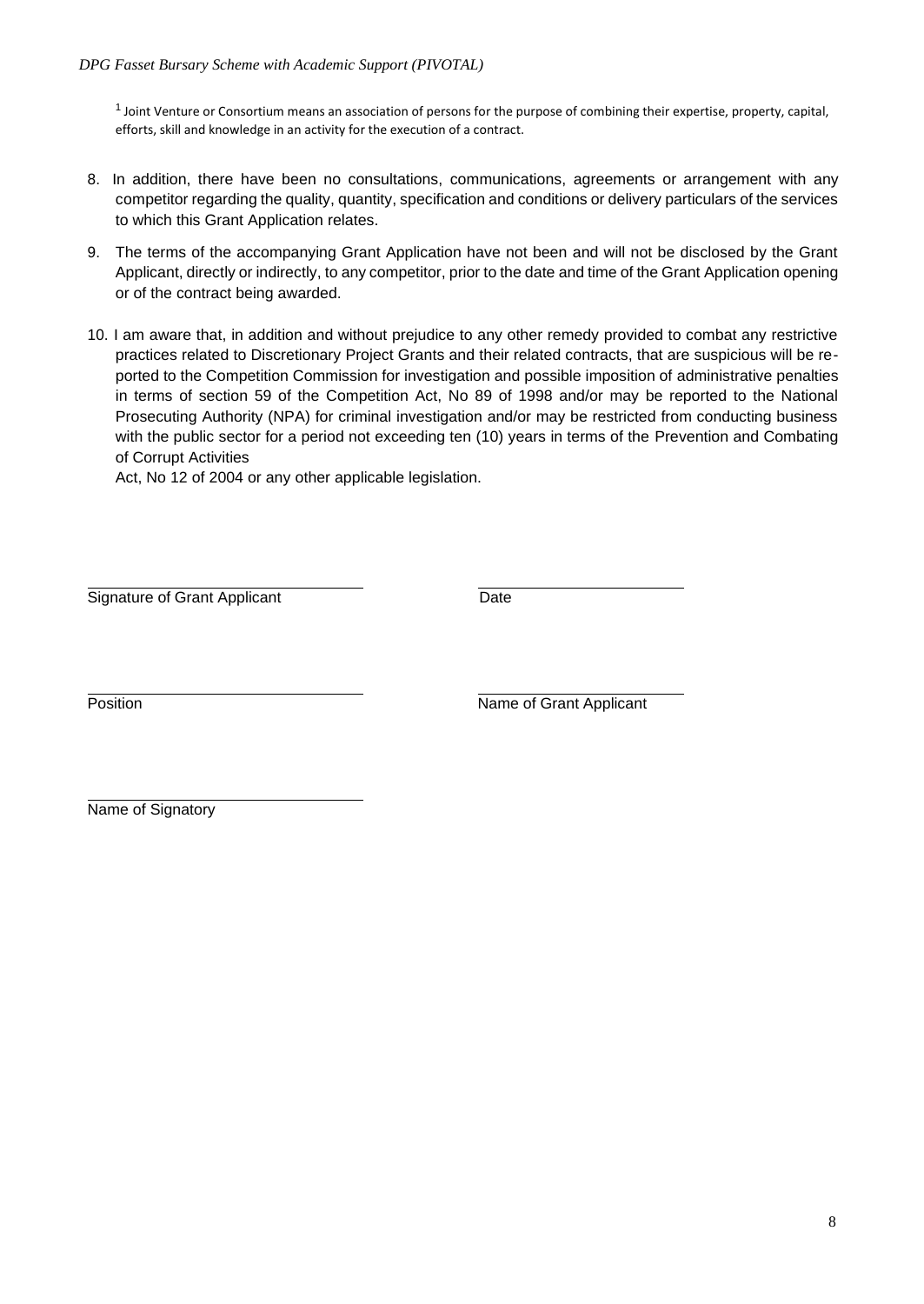[1] Joint Venture or Consortium means an association of persons for the purpose of combining their expertise, property, capital, efforts, skill and knowledge in an activity for the execution of a contract.

8. In addition, there have been no consultations, communications, agreements or arrangement with any competitor regarding the quality, quantity, specification and conditions or delivery particulars of the services to which this Grant Application relates.
9. The terms of the accompanying Grant Application have not been and will not be disclosed by the Grant Applicant, directly or indirectly, to any competitor, prior to the date and time of the Grant Application opening or of the contract being awarded.
10. I am aware that, in addition and without prejudice to any other remedy provided to combat any restrictive practices related to Discretionary Project Grants and their related contracts, that are suspicious will be reported to the Competition Commission for investigation and possible imposition of administrative penalties in terms of section 59 of the Competition Act, No 89 of 1998 and/or may be reported to the National Prosecuting Authority (NPA) for criminal investigation and/or may be restricted from conducting business with the public sector for a period not exceeding ten (10) years in terms of the Prevention and Combating of Corrupt Activities
Act, No 12 of 2004 or any other applicable legislation.

\_\_\_\_\_\_\_\_\_\_\_\_\_\_\_\_\_\_\_\_\_\_\_\_\_\_\_\_\_\_ \_\_\_\_\_\_\_\_\_\_\_\_\_\_\_\_\_\_\_\_\_\_\_\_
Signature of Grant Applicant Date

\_\_\_\_\_\_\_\_\_\_\_\_\_\_\_\_\_\_\_\_\_\_\_\_\_\_\_\_\_\_ \_\_\_\_\_\_\_\_\_\_\_\_\_\_\_\_\_\_\_\_\_\_\_\_
Position Name of Grant Applicant

\_\_\_\_\_\_\_\_\_\_\_\_\_\_\_\_\_\_\_\_\_\_\_\_\_\_\_\_\_\_
Name of Signatory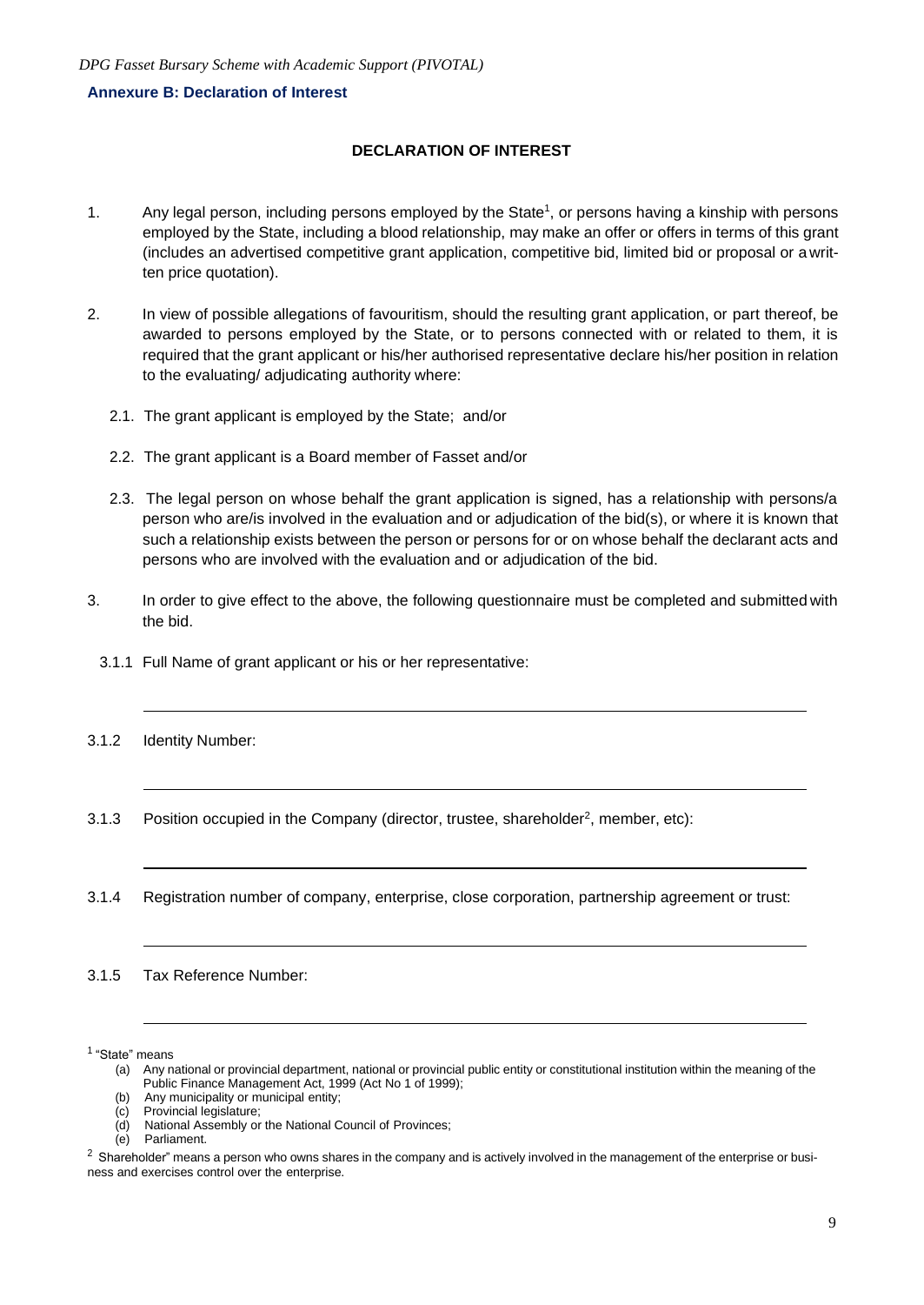**Annexure B: Declaration of Interest**

## DECLARATION OF INTEREST

1. Any legal person, including persons employed by the State[1], or persons having a kinship with persons employed by the State, including a blood relationship, may make an offer or offers in terms of this grant (includes an advertised competitive grant application, competitive bid, limited bid or proposal or a written price quotation).

2. In view of possible allegations of favouritism, should the resulting grant application, or part thereof, be awarded to persons employed by the State, or to persons connected with or related to them, it is required that the grant applicant or his/her authorised representative declare his/her position in relation to the evaluating/ adjudicating authority where:

   2.1. The grant applicant is employed by the State; and/or

   2.2. The grant applicant is a Board member of Fasset and/or

   2.3. The legal person on whose behalf the grant application is signed, has a relationship with persons/a person who are/is involved in the evaluation and or adjudication of the bid(s), or where it is known that such a relationship exists between the person or persons for or on whose behalf the declarant acts and persons who are involved with the evaluation and or adjudication of the bid.

3. In order to give effect to the above, the following questionnaire must be completed and submitted with the bid.

   3.1.1 Full Name of grant applicant or his or her representative:

   ______________________________________________________________

   3.1.2 Identity Number:

   ______________________________________________________________

   3.1.3 Position occupied in the Company (director, trustee, shareholder[2], member, etc):

   ______________________________________________________________

   3.1.4 Registration number of company, enterprise, close corporation, partnership agreement or trust:

   ______________________________________________________________

   3.1.5 Tax Reference Number:

   ______________________________________________________________

---

[1] "State" means
(a) Any national or provincial department, national or provincial public entity or constitutional institution within the meaning of the Public Finance Management Act, 1999 (Act No 1 of 1999);
(b) Any municipality or municipal entity;
(c) Provincial legislature;
(d) National Assembly or the National Council of Provinces;
(e) Parliament.

[2] Shareholder" means a person who owns shares in the company and is actively involved in the management of the enterprise or business and exercises control over the enterprise.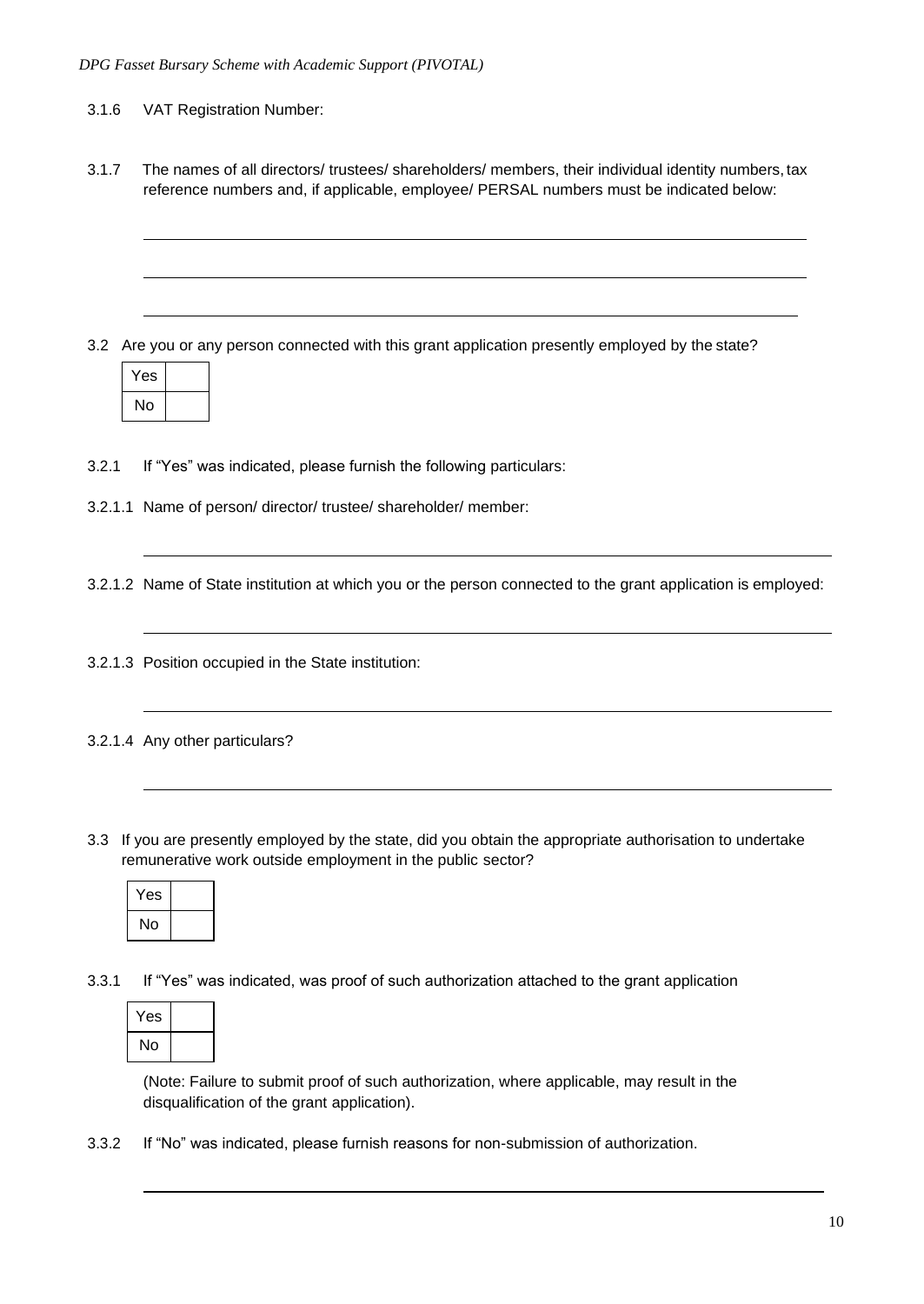3.1.6 VAT Registration Number:

3.1.7 The names of all directors/ trustees/ shareholders/ members, their individual identity numbers, tax reference numbers and, if applicable, employee/ PERSAL numbers must be indicated below:

______________________________________________________________________

______________________________________________________________________

______________________________________________________________________

3.2 Are you or any person connected with this grant application presently employed by the state?

| Yes | |
|---|---|
| No | |

3.2.1 If "Yes" was indicated, please furnish the following particulars:

3.2.1.1 Name of person/ director/ trustee/ shareholder/ member:

______________________________________________________________________

3.2.1.2 Name of State institution at which you or the person connected to the grant application is employed:

______________________________________________________________________

3.2.1.3 Position occupied in the State institution:

______________________________________________________________________

3.2.1.4 Any other particulars?

______________________________________________________________________

3.3 If you are presently employed by the state, did you obtain the appropriate authorisation to undertake remunerative work outside employment in the public sector?

| Yes | |
|---|---|
| No | |

3.3.1 If "Yes" was indicated, was proof of such authorization attached to the grant application

| Yes | |
|---|---|
| No | |

(Note: Failure to submit proof of such authorization, where applicable, may result in the disqualification of the grant application).

3.3.2 If "No" was indicated, please furnish reasons for non-submission of authorization.

______________________________________________________________________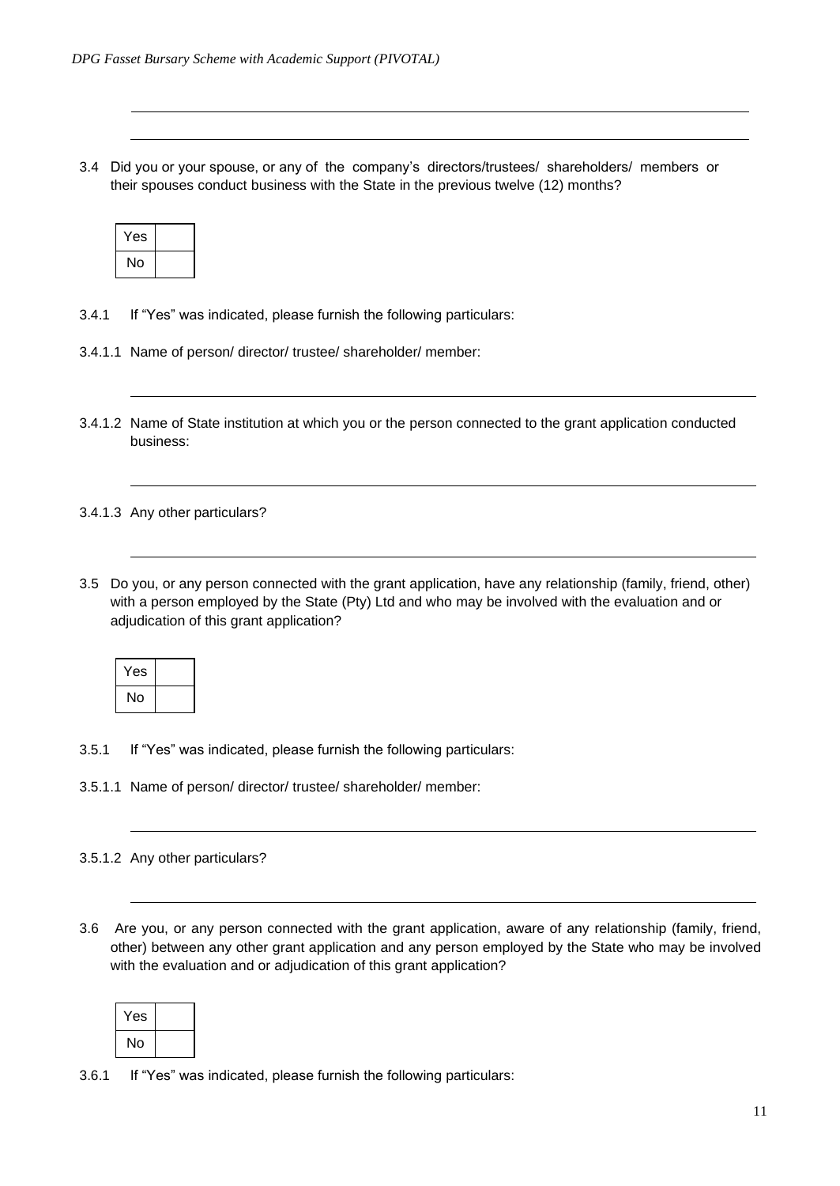3.4 Did you or your spouse, or any of the company's directors/trustees/ shareholders/ members or their spouses conduct business with the State in the previous twelve (12) months?

| Yes | |
|---|---|
| No | |

3.4.1 If "Yes" was indicated, please furnish the following particulars:

3.4.1.1 Name of person/ director/ trustee/ shareholder/ member:

3.4.1.2 Name of State institution at which you or the person connected to the grant application conducted business:

3.4.1.3 Any other particulars?

3.5 Do you, or any person connected with the grant application, have any relationship (family, friend, other) with a person employed by the State (Pty) Ltd and who may be involved with the evaluation and or adjudication of this grant application?

| Yes | |
|---|---|
| No | |

3.5.1 If "Yes" was indicated, please furnish the following particulars:

3.5.1.1 Name of person/ director/ trustee/ shareholder/ member:

3.5.1.2 Any other particulars?

3.6 Are you, or any person connected with the grant application, aware of any relationship (family, friend, other) between any other grant application and any person employed by the State who may be involved with the evaluation and or adjudication of this grant application?

| Yes | |
|---|---|
| No | |

3.6.1 If "Yes" was indicated, please furnish the following particulars: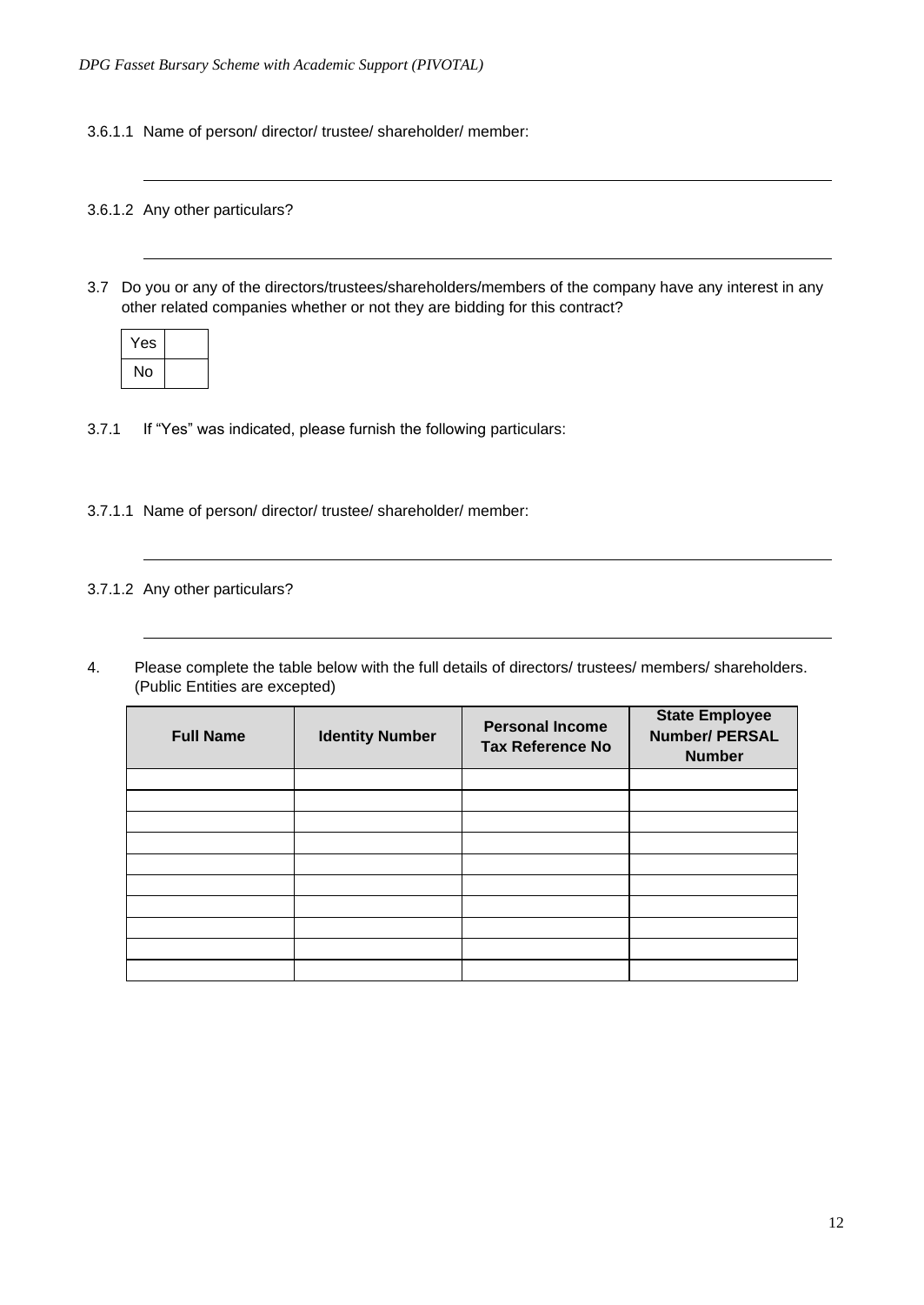3.6.1.1 Name of person/ director/ trustee/ shareholder/ member:

\_\_\_\_\_\_\_\_\_\_\_\_\_\_\_\_\_\_\_\_\_\_\_\_\_\_\_\_\_\_\_\_\_\_\_\_\_\_\_\_\_\_\_\_\_\_\_\_\_\_\_\_\_\_\_\_\_\_\_\_

3.6.1.2 Any other particulars?

\_\_\_\_\_\_\_\_\_\_\_\_\_\_\_\_\_\_\_\_\_\_\_\_\_\_\_\_\_\_\_\_\_\_\_\_\_\_\_\_\_\_\_\_\_\_\_\_\_\_\_\_\_\_\_\_\_\_\_\_

3.7 Do you or any of the directors/trustees/shareholders/members of the company have any interest in any other related companies whether or not they are bidding for this contract?

| Yes | |
|---|---|
| No | |

3.7.1 If "Yes" was indicated, please furnish the following particulars:

3.7.1.1 Name of person/ director/ trustee/ shareholder/ member:

\_\_\_\_\_\_\_\_\_\_\_\_\_\_\_\_\_\_\_\_\_\_\_\_\_\_\_\_\_\_\_\_\_\_\_\_\_\_\_\_\_\_\_\_\_\_\_\_\_\_\_\_\_\_\_\_\_\_\_\_

3.7.1.2 Any other particulars?

\_\_\_\_\_\_\_\_\_\_\_\_\_\_\_\_\_\_\_\_\_\_\_\_\_\_\_\_\_\_\_\_\_\_\_\_\_\_\_\_\_\_\_\_\_\_\_\_\_\_\_\_\_\_\_\_\_\_\_\_

4. Please complete the table below with the full details of directors/ trustees/ members/ shareholders. (Public Entities are excepted)

| Full Name | Identity Number | Personal Income Tax Reference No | State Employee Number/ PERSAL Number |
|---|---|---|---|
| | | | |
| | | | |
| | | | |
| | | | |
| | | | |
| | | | |
| | | | |
| | | | |
| | | | |
| | | | |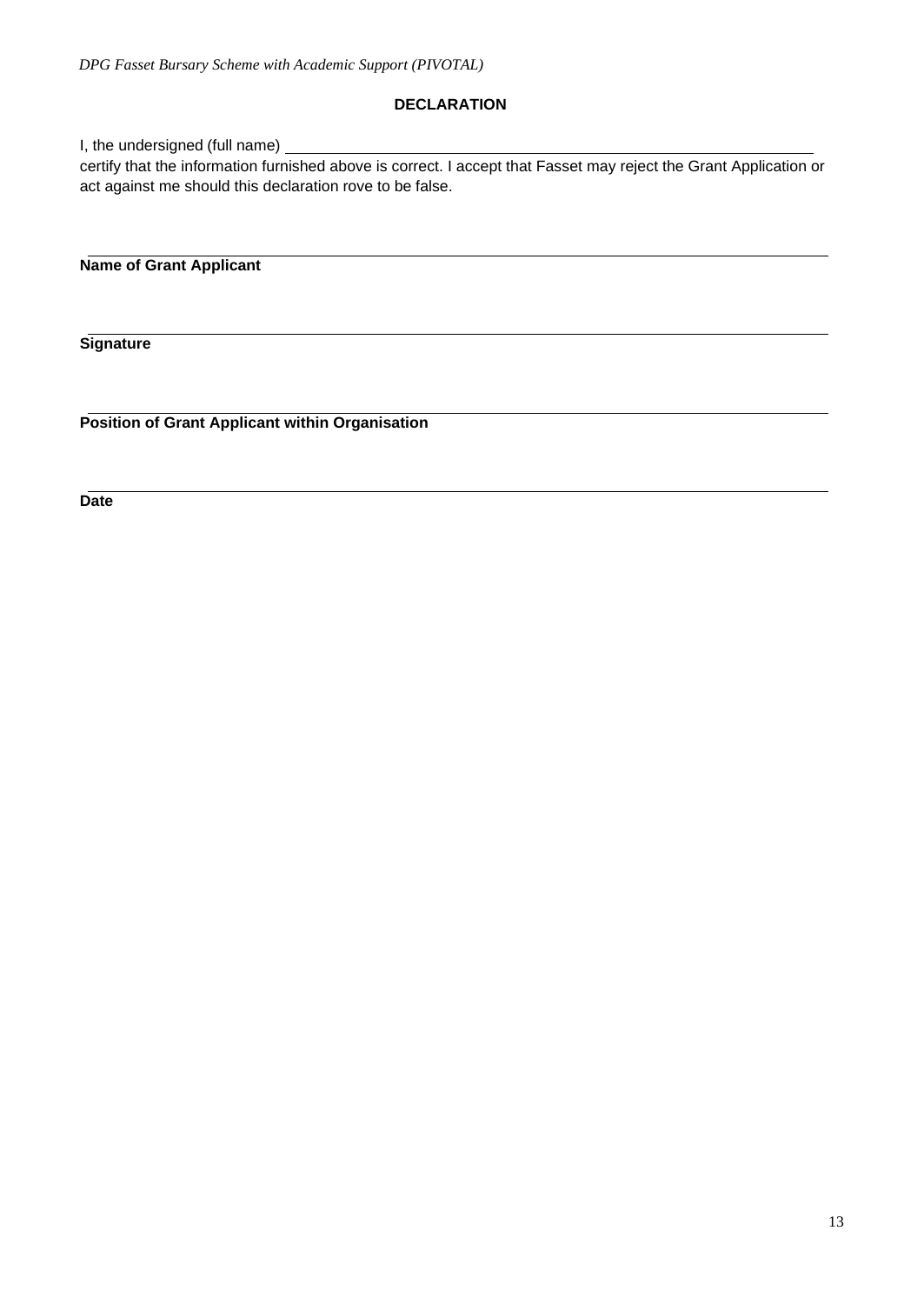## DECLARATION

I, the undersigned (full name) \_\_\_\_\_\_\_\_\_\_\_\_\_\_\_\_\_\_\_\_\_\_\_\_\_\_\_\_\_\_\_\_\_\_\_\_\_\_\_\_\_\_\_\_\_\_\_\_\_\_\_\_\_\_\_\_\_\_\_\_
certify that the information furnished above is correct. I accept that Fasset may reject the Grant Application or act against me should this declaration rove to be false.

\_\_\_\_\_\_\_\_\_\_\_\_\_\_\_\_\_\_\_\_\_\_\_\_\_\_\_\_\_\_\_\_\_\_\_\_\_\_\_\_\_\_\_\_\_\_\_\_\_\_\_\_\_\_\_\_\_\_\_\_\_\_\_\_\_\_\_\_\_\_
**Name of Grant Applicant**

\_\_\_\_\_\_\_\_\_\_\_\_\_\_\_\_\_\_\_\_\_\_\_\_\_\_\_\_\_\_\_\_\_\_\_\_\_\_\_\_\_\_\_\_\_\_\_\_\_\_\_\_\_\_\_\_\_\_\_\_\_\_\_\_\_\_\_\_\_\_
**Signature**

\_\_\_\_\_\_\_\_\_\_\_\_\_\_\_\_\_\_\_\_\_\_\_\_\_\_\_\_\_\_\_\_\_\_\_\_\_\_\_\_\_\_\_\_\_\_\_\_\_\_\_\_\_\_\_\_\_\_\_\_\_\_\_\_\_\_\_\_\_\_
**Position of Grant Applicant within Organisation**

\_\_\_\_\_\_\_\_\_\_\_\_\_\_\_\_\_\_\_\_\_\_\_\_\_\_\_\_\_\_\_\_\_\_\_\_\_\_\_\_\_\_\_\_\_\_\_\_\_\_\_\_\_\_\_\_\_\_\_\_\_\_\_\_\_\_\_\_\_\_
**Date**